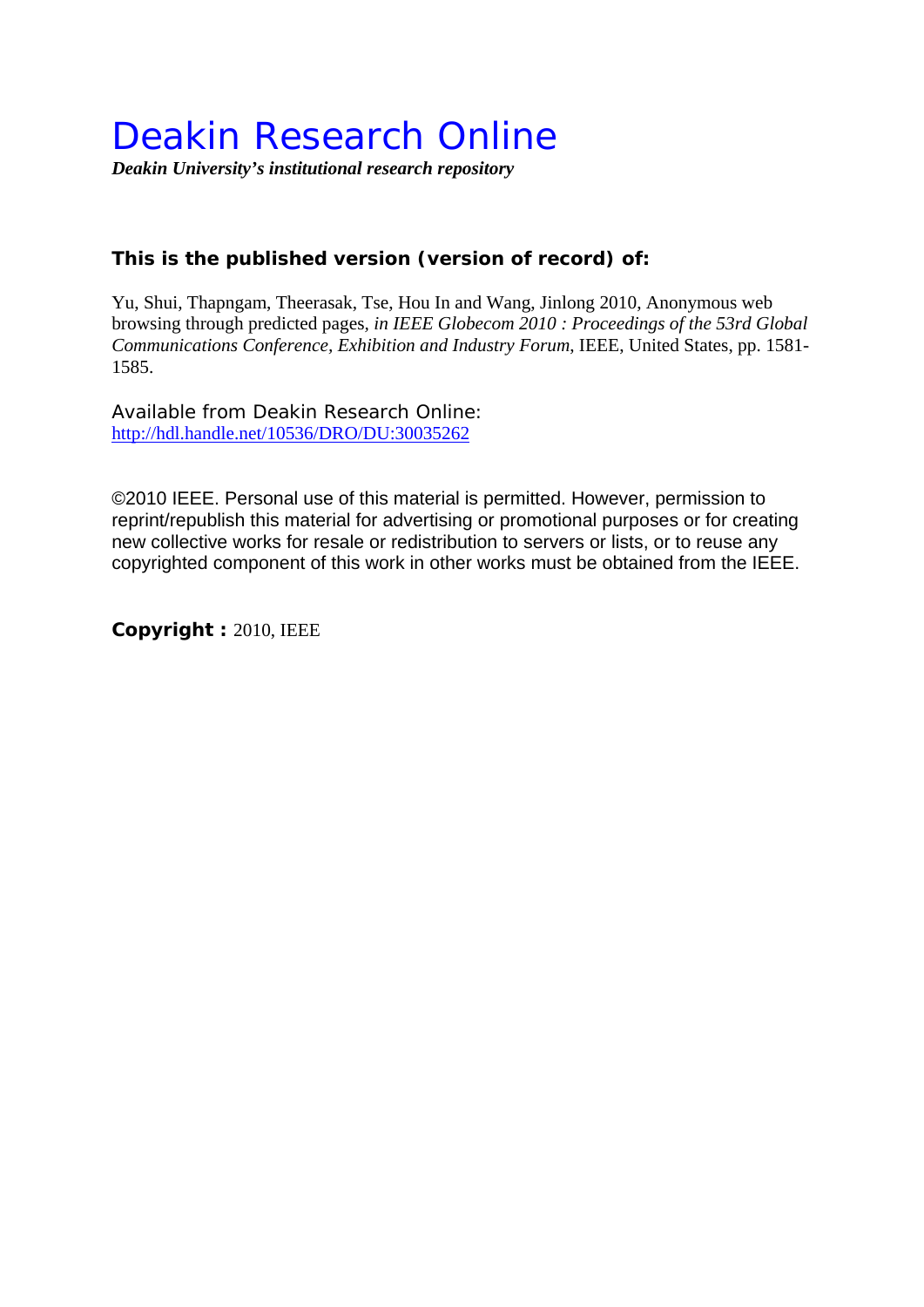# Deakin Research Online

***Deakin University's institutional research repository***

**This is the published version (version of record) of:**

Yu, Shui, Thapngam, Theerasak, Tse, Hou In and Wang, Jinlong 2010, Anonymous web browsing through predicted pages, *in IEEE Globecom 2010 : Proceedings of the 53rd Global Communications Conference, Exhibition and Industry Forum*, IEEE, United States, pp. 1581-1585.

Available from Deakin Research Online:
http://hdl.handle.net/10536/DRO/DU:30035262

©2010 IEEE. Personal use of this material is permitted. However, permission to reprint/republish this material for advertising or promotional purposes or for creating new collective works for resale or redistribution to servers or lists, or to reuse any copyrighted component of this work in other works must be obtained from the IEEE.

**Copyright :** 2010, IEEE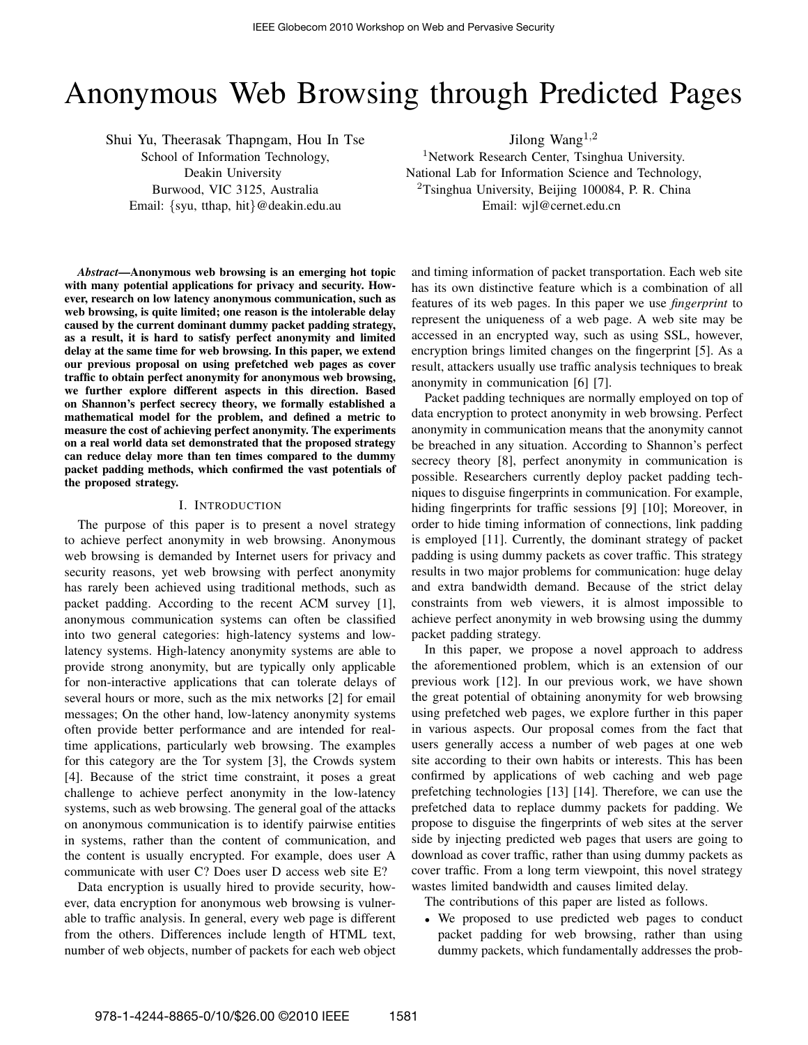# Anonymous Web Browsing through Predicted Pages

Shui Yu, Theerasak Thapngam, Hou In Tse
School of Information Technology,
Deakin University
Burwood, VIC 3125, Australia
Email: {syu, tthap, hit}@deakin.edu.au

Jilong Wang[1,2]
[1]Network Research Center, Tsinghua University.
National Lab for Information Science and Technology,
[2]Tsinghua University, Beijing 100084, P. R. China
Email: wjl@cernet.edu.cn

***Abstract*—Anonymous web browsing is an emerging hot topic with many potential applications for privacy and security. However, research on low latency anonymous communication, such as web browsing, is quite limited; one reason is the intolerable delay caused by the current dominant dummy packet padding strategy, as a result, it is hard to satisfy perfect anonymity and limited delay at the same time for web browsing. In this paper, we extend our previous proposal on using prefetched web pages as cover traffic to obtain perfect anonymity for anonymous web browsing, we further explore different aspects in this direction. Based on Shannon's perfect secrecy theory, we formally established a mathematical model for the problem, and defined a metric to measure the cost of achieving perfect anonymity. The experiments on a real world data set demonstrated that the proposed strategy can reduce delay more than ten times compared to the dummy packet padding methods, which confirmed the vast potentials of the proposed strategy.**

## I. Introduction

The purpose of this paper is to present a novel strategy to achieve perfect anonymity in web browsing. Anonymous web browsing is demanded by Internet users for privacy and security reasons, yet web browsing with perfect anonymity has rarely been achieved using traditional methods, such as packet padding. According to the recent ACM survey [1], anonymous communication systems can often be classified into two general categories: high-latency systems and low-latency systems. High-latency anonymity systems are able to provide strong anonymity, but are typically only applicable for non-interactive applications that can tolerate delays of several hours or more, such as the mix networks [2] for email messages; On the other hand, low-latency anonymity systems often provide better performance and are intended for real-time applications, particularly web browsing. The examples for this category are the Tor system [3], the Crowds system [4]. Because of the strict time constraint, it poses a great challenge to achieve perfect anonymity in the low-latency systems, such as web browsing. The general goal of the attacks on anonymous communication is to identify pairwise entities in systems, rather than the content of communication, and the content is usually encrypted. For example, does user A communicate with user C? Does user D access web site E?

Data encryption is usually hired to provide security, however, data encryption for anonymous web browsing is vulnerable to traffic analysis. In general, every web page is different from the others. Differences include length of HTML text, number of web objects, number of packets for each web object and timing information of packet transportation. Each web site has its own distinctive feature which is a combination of all features of its web pages. In this paper we use *fingerprint* to represent the uniqueness of a web page. A web site may be accessed in an encrypted way, such as using SSL, however, encryption brings limited changes on the fingerprint [5]. As a result, attackers usually use traffic analysis techniques to break anonymity in communication [6] [7].

Packet padding techniques are normally employed on top of data encryption to protect anonymity in web browsing. Perfect anonymity in communication means that the anonymity cannot be breached in any situation. According to Shannon's perfect secrecy theory [8], perfect anonymity in communication is possible. Researchers currently deploy packet padding techniques to disguise fingerprints in communication. For example, hiding fingerprints for traffic sessions [9] [10]; Moreover, in order to hide timing information of connections, link padding is employed [11]. Currently, the dominant strategy of packet padding is using dummy packets as cover traffic. This strategy results in two major problems for communication: huge delay and extra bandwidth demand. Because of the strict delay constraints from web viewers, it is almost impossible to achieve perfect anonymity in web browsing using the dummy packet padding strategy.

In this paper, we propose a novel approach to address the aforementioned problem, which is an extension of our previous work [12]. In our previous work, we have shown the great potential of obtaining anonymity for web browsing using prefetched web pages, we explore further in this paper in various aspects. Our proposal comes from the fact that users generally access a number of web pages at one web site according to their own habits or interests. This has been confirmed by applications of web caching and web page prefetching technologies [13] [14]. Therefore, we can use the prefetched data to replace dummy packets for padding. We propose to disguise the fingerprints of web sites at the server side by injecting predicted web pages that users are going to download as cover traffic, rather than using dummy packets as cover traffic. From a long term viewpoint, this novel strategy wastes limited bandwidth and causes limited delay.

The contributions of this paper are listed as follows.

- We proposed to use predicted web pages to conduct packet padding for web browsing, rather than using dummy packets, which fundamentally addresses the prob-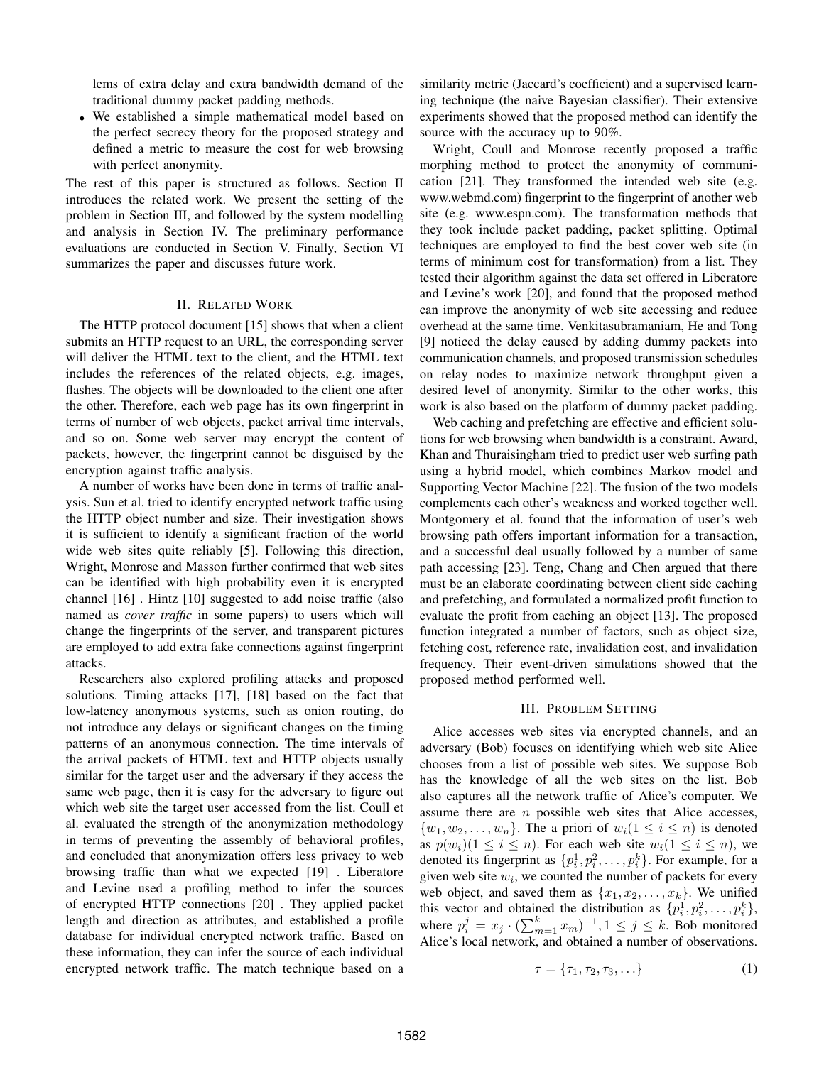lems of extra delay and extra bandwidth demand of the traditional dummy packet padding methods.

- We established a simple mathematical model based on the perfect secrecy theory for the proposed strategy and defined a metric to measure the cost for web browsing with perfect anonymity.

The rest of this paper is structured as follows. Section II introduces the related work. We present the setting of the problem in Section III, and followed by the system modelling and analysis in Section IV. The preliminary performance evaluations are conducted in Section V. Finally, Section VI summarizes the paper and discusses future work.

## II. Related Work

The HTTP protocol document [15] shows that when a client submits an HTTP request to an URL, the corresponding server will deliver the HTML text to the client, and the HTML text includes the references of the related objects, e.g. images, flashes. The objects will be downloaded to the client one after the other. Therefore, each web page has its own fingerprint in terms of number of web objects, packet arrival time intervals, and so on. Some web server may encrypt the content of packets, however, the fingerprint cannot be disguised by the encryption against traffic analysis.

A number of works have been done in terms of traffic analysis. Sun et al. tried to identify encrypted network traffic using the HTTP object number and size. Their investigation shows it is sufficient to identify a significant fraction of the world wide web sites quite reliably [5]. Following this direction, Wright, Monrose and Masson further confirmed that web sites can be identified with high probability even it is encrypted channel [16] . Hintz [10] suggested to add noise traffic (also named as *cover traffic* in some papers) to users which will change the fingerprints of the server, and transparent pictures are employed to add extra fake connections against fingerprint attacks.

Researchers also explored profiling attacks and proposed solutions. Timing attacks [17], [18] based on the fact that low-latency anonymous systems, such as onion routing, do not introduce any delays or significant changes on the timing patterns of an anonymous connection. The time intervals of the arrival packets of HTML text and HTTP objects usually similar for the target user and the adversary if they access the same web page, then it is easy for the adversary to figure out which web site the target user accessed from the list. Coull et al. evaluated the strength of the anonymization methodology in terms of preventing the assembly of behavioral profiles, and concluded that anonymization offers less privacy to web browsing traffic than what we expected [19] . Liberatore and Levine used a profiling method to infer the sources of encrypted HTTP connections [20] . They applied packet length and direction as attributes, and established a profile database for individual encrypted network traffic. Based on these information, they can infer the source of each individual encrypted network traffic. The match technique based on a similarity metric (Jaccard's coefficient) and a supervised learning technique (the naive Bayesian classifier). Their extensive experiments showed that the proposed method can identify the source with the accuracy up to 90%.

Wright, Coull and Monrose recently proposed a traffic morphing method to protect the anonymity of communication [21]. They transformed the intended web site (e.g. www.webmd.com) fingerprint to the fingerprint of another web site (e.g. www.espn.com). The transformation methods that they took include packet padding, packet splitting. Optimal techniques are employed to find the best cover web site (in terms of minimum cost for transformation) from a list. They tested their algorithm against the data set offered in Liberatore and Levine's work [20], and found that the proposed method can improve the anonymity of web site accessing and reduce overhead at the same time. Venkitasubramaniam, He and Tong [9] noticed the delay caused by adding dummy packets into communication channels, and proposed transmission schedules on relay nodes to maximize network throughput given a desired level of anonymity. Similar to the other works, this work is also based on the platform of dummy packet padding.

Web caching and prefetching are effective and efficient solutions for web browsing when bandwidth is a constraint. Award, Khan and Thuraisingham tried to predict user web surfing path using a hybrid model, which combines Markov model and Supporting Vector Machine [22]. The fusion of the two models complements each other's weakness and worked together well. Montgomery et al. found that the information of user's web browsing path offers important information for a transaction, and a successful deal usually followed by a number of same path accessing [23]. Teng, Chang and Chen argued that there must be an elaborate coordinating between client side caching and prefetching, and formulated a normalized profit function to evaluate the profit from caching an object [13]. The proposed function integrated a number of factors, such as object size, fetching cost, reference rate, invalidation cost, and invalidation frequency. Their event-driven simulations showed that the proposed method performed well.

## III. Problem Setting

Alice accesses web sites via encrypted channels, and an adversary (Bob) focuses on identifying which web site Alice chooses from a list of possible web sites. We suppose Bob has the knowledge of all the web sites on the list. Bob also captures all the network traffic of Alice's computer. We assume there are $n$ possible web sites that Alice accesses, $\{w_1, w_2, \ldots, w_n\}$. The a priori of $w_i (1 \leq i \leq n)$ is denoted as $p(w_i) (1 \leq i \leq n)$. For each web site $w_i (1 \leq i \leq n)$, we denoted its fingerprint as $\{p_i^1, p_i^2, \ldots, p_i^k\}$. For example, for a given web site $w_i$, we counted the number of packets for every web object, and saved them as $\{x_1, x_2, \ldots, x_k\}$. We unified this vector and obtained the distribution as $\{p_i^1, p_i^2, \ldots, p_i^k\}$, where $p_i^j = x_j \cdot (\sum_{m=1}^{k} x_m)^{-1}, 1 \leq j \leq k$. Bob monitored Alice's local network, and obtained a number of observations.

$$\tau = \{\tau_1, \tau_2, \tau_3, \ldots\} \tag{1}$$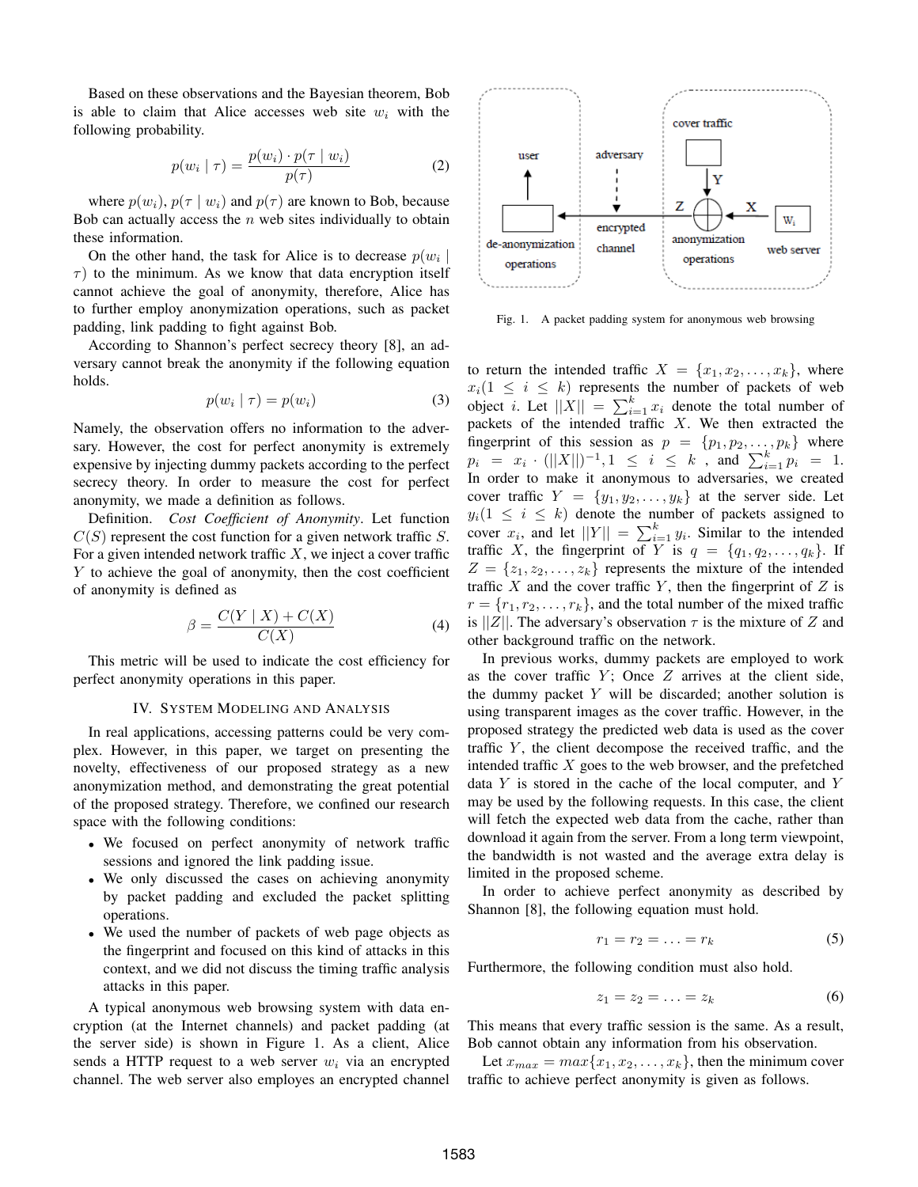Based on these observations and the Bayesian theorem, Bob is able to claim that Alice accesses web site $w_i$ with the following probability.

$$p(w_i \mid \tau) = \frac{p(w_i) \cdot p(\tau \mid w_i)}{p(\tau)} \tag{2}$$

where $p(w_i)$, $p(\tau \mid w_i)$ and $p(\tau)$ are known to Bob, because Bob can actually access the $n$ web sites individually to obtain these information.

On the other hand, the task for Alice is to decrease $p(w_i \mid \tau)$ to the minimum. As we know that data encryption itself cannot achieve the goal of anonymity, therefore, Alice has to further employ anonymization operations, such as packet padding, link padding to fight against Bob.

According to Shannon's perfect secrecy theory [8], an adversary cannot break the anonymity if the following equation holds.

$$p(w_i \mid \tau) = p(w_i) \tag{3}$$

Namely, the observation offers no information to the adversary. However, the cost for perfect anonymity is extremely expensive by injecting dummy packets according to the perfect secrecy theory. In order to measure the cost for perfect anonymity, we made a definition as follows.

Definition. *Cost Coefficient of Anonymity*. Let function $C(S)$ represent the cost function for a given network traffic $S$. For a given intended network traffic $X$, we inject a cover traffic $Y$ to achieve the goal of anonymity, then the cost coefficient of anonymity is defined as

$$\beta = \frac{C(Y \mid X) + C(X)}{C(X)} \tag{4}$$

This metric will be used to indicate the cost efficiency for perfect anonymity operations in this paper.

## IV. System Modeling and Analysis

In real applications, accessing patterns could be very complex. However, in this paper, we target on presenting the novelty, effectiveness of our proposed strategy as a new anonymization method, and demonstrating the great potential of the proposed strategy. Therefore, we confined our research space with the following conditions:

- We focused on perfect anonymity of network traffic sessions and ignored the link padding issue.
- We only discussed the cases on achieving anonymity by packet padding and excluded the packet splitting operations.
- We used the number of packets of web page objects as the fingerprint and focused on this kind of attacks in this context, and we did not discuss the timing traffic analysis attacks in this paper.

A typical anonymous web browsing system with data encryption (at the Internet channels) and packet padding (at the server side) is shown in Figure 1. As a client, Alice sends a HTTP request to a web server $w_i$ via an encrypted channel. The web server also employs an encrypted channel to return the intended traffic $X = \{x_1, x_2, \ldots, x_k\}$, where $x_i (1 \leq i \leq k)$ represents the number of packets of web object $i$. Let $||X|| = \sum_{i=1}^{k} x_i$ denote the total number of packets of the intended traffic $X$. We then extracted the fingerprint of this session as $p = \{p_1, p_2, \ldots, p_k\}$ where $p_i = x_i \cdot (||X||)^{-1}, 1 \leq i \leq k$ , and $\sum_{i=1}^{k} p_i = 1$. In order to make it anonymous to adversaries, we created cover traffic $Y = \{y_1, y_2, \ldots, y_k\}$ at the server side. Let $y_i (1 \leq i \leq k)$ denote the number of packets assigned to cover $x_i$, and let $||Y|| = \sum_{i=1}^{k} y_i$. Similar to the intended traffic $X$, the fingerprint of $Y$ is $q = \{q_1, q_2, \ldots, q_k\}$. If $Z = \{z_1, z_2, \ldots, z_k\}$ represents the mixture of the intended traffic $X$ and the cover traffic $Y$, then the fingerprint of $Z$ is $r = \{r_1, r_2, \ldots, r_k\}$, and the total number of the mixed traffic is $||Z||$. The adversary's observation $\tau$ is the mixture of $Z$ and other background traffic on the network.

Fig. 1. A packet padding system for anonymous web browsing

In previous works, dummy packets are employed to work as the cover traffic $Y$; Once $Z$ arrives at the client side, the dummy packet $Y$ will be discarded; another solution is using transparent images as the cover traffic. However, in the proposed strategy the predicted web data is used as the cover traffic $Y$, the client decompose the received traffic, and the intended traffic $X$ goes to the web browser, and the prefetched data $Y$ is stored in the cache of the local computer, and $Y$ may be used by the following requests. In this case, the client will fetch the expected web data from the cache, rather than download it again from the server. From a long term viewpoint, the bandwidth is not wasted and the average extra delay is limited in the proposed scheme.

In order to achieve perfect anonymity as described by Shannon [8], the following equation must hold.

$$r_1 = r_2 = \ldots = r_k \tag{5}$$

Furthermore, the following condition must also hold.

$$z_1 = z_2 = \ldots = z_k \tag{6}$$

This means that every traffic session is the same. As a result, Bob cannot obtain any information from his observation.

Let $x_{max} = max\{x_1, x_2, \ldots, x_k\}$, then the minimum cover traffic to achieve perfect anonymity is given as follows.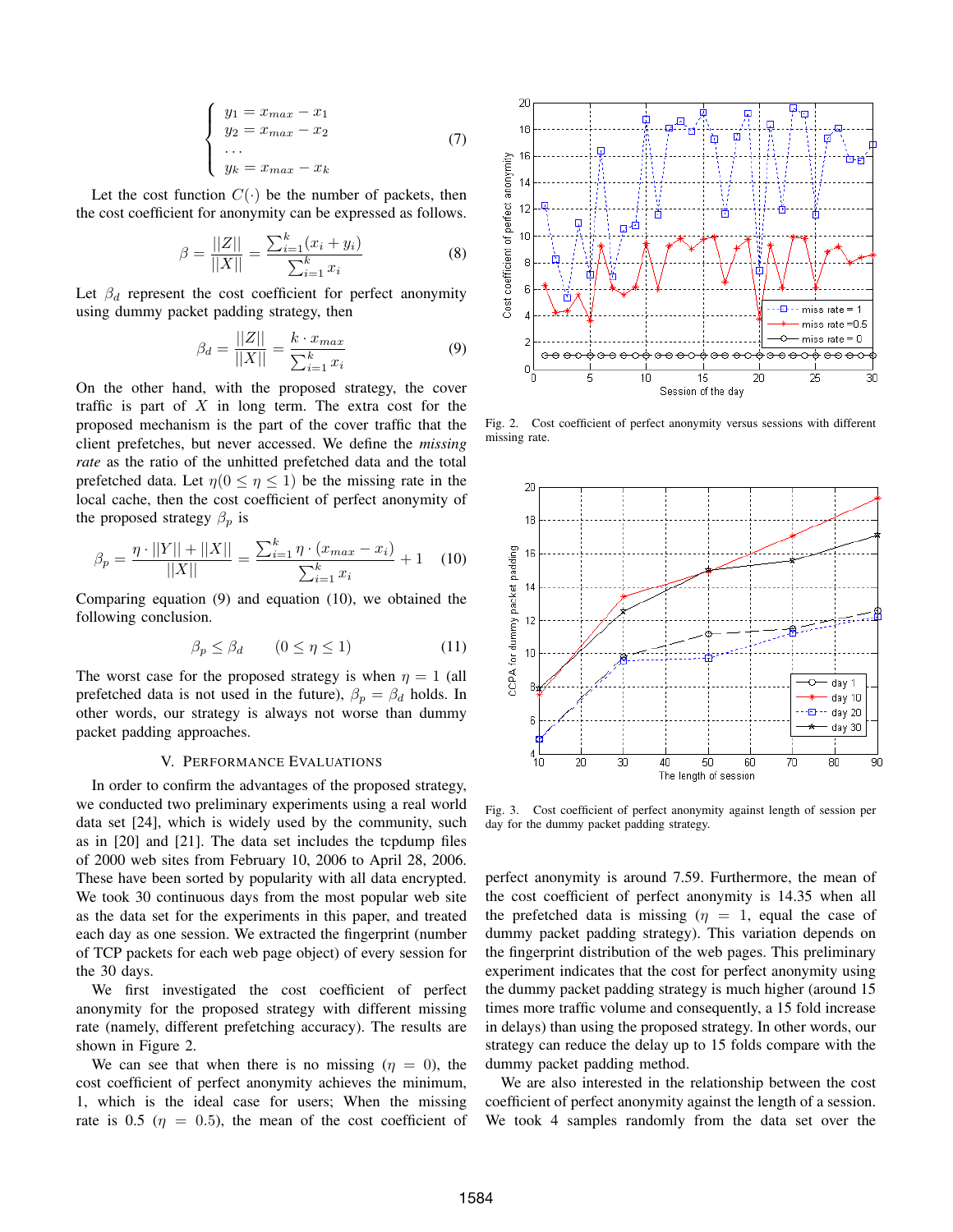$$
\begin{cases}
y_1 = x_{max} - x_1 \\
y_2 = x_{max} - x_2 \\
\dots \\
y_k = x_{max} - x_k
\end{cases}
\tag{7}
$$

Let the cost function $C(\cdot)$ be the number of packets, then the cost coefficient for anonymity can be expressed as follows.

$$
\beta = \frac{||Z||}{||X||} = \frac{\sum_{i=1}^{k}(x_i + y_i)}{\sum_{i=1}^{k} x_i} \tag{8}
$$

Let $\beta_d$ represent the cost coefficient for perfect anonymity using dummy packet padding strategy, then

$$
\beta_d = \frac{||Z||}{||X||} = \frac{k \cdot x_{max}}{\sum_{i=1}^{k} x_i} \tag{9}
$$

On the other hand, with the proposed strategy, the cover traffic is part of $X$ in long term. The extra cost for the proposed mechanism is the part of the cover traffic that the client prefetches, but never accessed. We define the *missing rate* as the ratio of the unhitted prefetched data and the total prefetched data. Let $\eta (0 \le \eta \le 1)$ be the missing rate in the local cache, then the cost coefficient of perfect anonymity of the proposed strategy $\beta_p$ is

$$
\beta_p = \frac{\eta \cdot ||Y|| + ||X||}{||X||} = \frac{\sum_{i=1}^{k} \eta \cdot (x_{max} - x_i)}{\sum_{i=1}^{k} x_i} + 1 \tag{10}
$$

Comparing equation (9) and equation (10), we obtained the following conclusion.

$$
\beta_p \le \beta_d \qquad (0 \le \eta \le 1) \tag{11}
$$

The worst case for the proposed strategy is when $\eta = 1$ (all prefetched data is not used in the future), $\beta_p = \beta_d$ holds. In other words, our strategy is always not worse than dummy packet padding approaches.

## V. Performance Evaluations

In order to confirm the advantages of the proposed strategy, we conducted two preliminary experiments using a real world data set [24], which is widely used by the community, such as in [20] and [21]. The data set includes the tcpdump files of 2000 web sites from February 10, 2006 to April 28, 2006. These have been sorted by popularity with all data encrypted. We took 30 continuous days from the most popular web site as the data set for the experiments in this paper, and treated each day as one session. We extracted the fingerprint (number of TCP packets for each web page object) of every session for the 30 days.

We first investigated the cost coefficient of perfect anonymity for the proposed strategy with different missing rate (namely, different prefetching accuracy). The results are shown in Figure 2.

We can see that when there is no missing ($\eta = 0$), the cost coefficient of perfect anonymity achieves the minimum, 1, which is the ideal case for users; When the missing rate is 0.5 ($\eta = 0.5$), the mean of the cost coefficient of perfect anonymity is around 7.59. Furthermore, the mean of the cost coefficient of perfect anonymity is 14.35 when all the prefetched data is missing ($\eta = 1$, equal the case of dummy packet padding strategy). This variation depends on the fingerprint distribution of the web pages. This preliminary experiment indicates that the cost for perfect anonymity using the dummy packet padding strategy is much higher (around 15 times more traffic volume and consequently, a 15 fold increase in delays) than using the proposed strategy. In other words, our strategy can reduce the delay up to 15 folds compare with the dummy packet padding method.

We are also interested in the relationship between the cost coefficient of perfect anonymity against the length of a session. We took 4 samples randomly from the data set over the

Fig. 2. Cost coefficient of perfect anonymity versus sessions with different missing rate.

Fig. 3. Cost coefficient of perfect anonymity against length of session per day for the dummy packet padding strategy.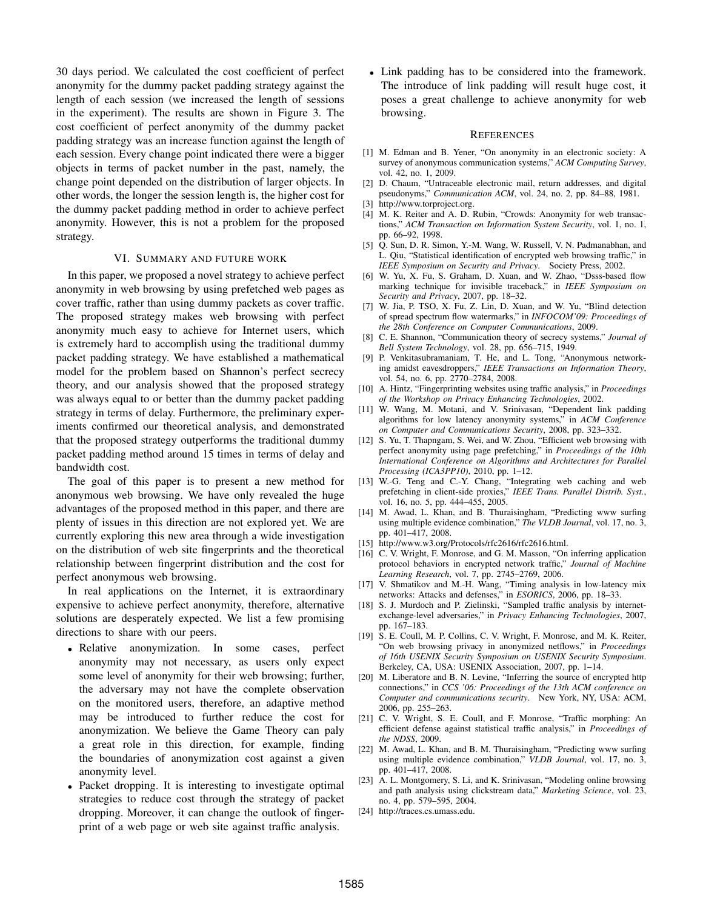30 days period. We calculated the cost coefficient of perfect anonymity for the dummy packet padding strategy against the length of each session (we increased the length of sessions in the experiment). The results are shown in Figure 3. The cost coefficient of perfect anonymity of the dummy packet padding strategy was an increase function against the length of each session. Every change point indicated there were a bigger objects in terms of packet number in the past, namely, the change point depended on the distribution of larger objects. In other words, the longer the session length is, the higher cost for the dummy packet padding method in order to achieve perfect anonymity. However, this is not a problem for the proposed strategy.

## VI. Summary and future work

In this paper, we proposed a novel strategy to achieve perfect anonymity in web browsing by using prefetched web pages as cover traffic, rather than using dummy packets as cover traffic. The proposed strategy makes web browsing with perfect anonymity much easy to achieve for Internet users, which is extremely hard to accomplish using the traditional dummy packet padding strategy. We have established a mathematical model for the problem based on Shannon's perfect secrecy theory, and our analysis showed that the proposed strategy was always equal to or better than the dummy packet padding strategy in terms of delay. Furthermore, the preliminary experiments confirmed our theoretical analysis, and demonstrated that the proposed strategy outperforms the traditional dummy packet padding method around 15 times in terms of delay and bandwidth cost.

The goal of this paper is to present a new method for anonymous web browsing. We have only revealed the huge advantages of the proposed method in this paper, and there are plenty of issues in this direction are not explored yet. We are currently exploring this new area through a wide investigation on the distribution of web site fingerprints and the theoretical relationship between fingerprint distribution and the cost for perfect anonymous web browsing.

In real applications on the Internet, it is extraordinary expensive to achieve perfect anonymity, therefore, alternative solutions are desperately expected. We list a few promising directions to share with our peers.

- Relative anonymization. In some cases, perfect anonymity may not necessary, as users only expect some level of anonymity for their web browsing; further, the adversary may not have the complete observation on the monitored users, therefore, an adaptive method may be introduced to further reduce the cost for anonymization. We believe the Game Theory can paly a great role in this direction, for example, finding the boundaries of anonymization cost against a given anonymity level.
- Packet dropping. It is interesting to investigate optimal strategies to reduce cost through the strategy of packet dropping. Moreover, it can change the outlook of fingerprint of a web page or web site against traffic analysis.
- Link padding has to be considered into the framework. The introduce of link padding will result huge cost, it poses a great challenge to achieve anonymity for web browsing.

## References

[1] M. Edman and B. Yener, "On anonymity in an electronic society: A survey of anonymous communication systems," *ACM Computing Survey*, vol. 42, no. 1, 2009.

[2] D. Chaum, "Untraceable electronic mail, return addresses, and digital pseudonyms," *Communication ACM*, vol. 24, no. 2, pp. 84–88, 1981.

[3] http://www.torproject.org.

[4] M. K. Reiter and A. D. Rubin, "Crowds: Anonymity for web transactions," *ACM Transaction on Information System Security*, vol. 1, no. 1, pp. 66–92, 1998.

[5] Q. Sun, D. R. Simon, Y.-M. Wang, W. Russell, V. N. Padmanabhan, and L. Qiu, "Statistical identification of encrypted web browsing traffic," in *IEEE Symposium on Security and Privacy*. Society Press, 2002.

[6] W. Yu, X. Fu, S. Graham, D. Xuan, and W. Zhao, "Dsss-based flow marking technique for invisible traceback," in *IEEE Symposium on Security and Privacy*, 2007, pp. 18–32.

[7] W. Jia, P. TSO, X. Fu, Z. Lin, D. Xuan, and W. Yu, "Blind detection of spread spectrum flow watermarks," in *INFOCOM'09: Proceedings of the 28th Conference on Computer Communications*, 2009.

[8] C. E. Shannon, "Communication theory of secrecy systems," *Journal of Bell System Technology*, vol. 28, pp. 656–715, 1949.

[9] P. Venkitasubramaniam, T. He, and L. Tong, "Anonymous networking amidst eavesdroppers," *IEEE Transactions on Information Theory*, vol. 54, no. 6, pp. 2770–2784, 2008.

[10] A. Hintz, "Fingerprinting websites using traffic analysis," in *Proceedings of the Workshop on Privacy Enhancing Technologies*, 2002.

[11] W. Wang, M. Motani, and V. Srinivasan, "Dependent link padding algorithms for low latency anonymity systems," in *ACM Conference on Computer and Communications Security*, 2008, pp. 323–332.

[12] S. Yu, T. Thapngam, S. Wei, and W. Zhou, "Efficient web browsing with perfect anonymity using page prefetching," in *Proceedings of the 10th International Conference on Algorithms and Architectures for Parallel Processing (ICA3PP10)*, 2010, pp. 1–12.

[13] W.-G. Teng and C.-Y. Chang, "Integrating web caching and web prefetching in client-side proxies," *IEEE Trans. Parallel Distrib. Syst.*, vol. 16, no. 5, pp. 444–455, 2005.

[14] M. Awad, L. Khan, and B. Thuraisingham, "Predicting www surfing using multiple evidence combination," *The VLDB Journal*, vol. 17, no. 3, pp. 401–417, 2008.

[15] http://www.w3.org/Protocols/rfc2616/rfc2616.html.

[16] C. V. Wright, F. Monrose, and G. M. Masson, "On inferring application protocol behaviors in encrypted network traffic," *Journal of Machine Learning Research*, vol. 7, pp. 2745–2769, 2006.

[17] V. Shmatikov and M.-H. Wang, "Timing analysis in low-latency mix networks: Attacks and defenses," in *ESORICS*, 2006, pp. 18–33.

[18] S. J. Murdoch and P. Zielinski, "Sampled traffic analysis by internet-exchange-level adversaries," in *Privacy Enhancing Technologies*, 2007, pp. 167–183.

[19] S. E. Coull, M. P. Collins, C. V. Wright, F. Monrose, and M. K. Reiter, "On web browsing privacy in anonymized netflows," in *Proceedings of 16th USENIX Security Symposium on USENIX Security Symposium*. Berkeley, CA, USA: USENIX Association, 2007, pp. 1–14.

[20] M. Liberatore and B. N. Levine, "Inferring the source of encrypted http connections," in *CCS '06: Proceedings of the 13th ACM conference on Computer and communications security*. New York, NY, USA: ACM, 2006, pp. 255–263.

[21] C. V. Wright, S. E. Coull, and F. Monrose, "Traffic morphing: An efficient defense against statistical traffic analysis," in *Proceedings of the NDSS*, 2009.

[22] M. Awad, L. Khan, and B. M. Thuraisingham, "Predicting www surfing using multiple evidence combination," *VLDB Journal*, vol. 17, no. 3, pp. 401–417, 2008.

[23] A. L. Montgomery, S. Li, and K. Srinivasan, "Modeling online browsing and path analysis using clickstream data," *Marketing Science*, vol. 23, no. 4, pp. 579–595, 2004.

[24] http://traces.cs.umass.edu.